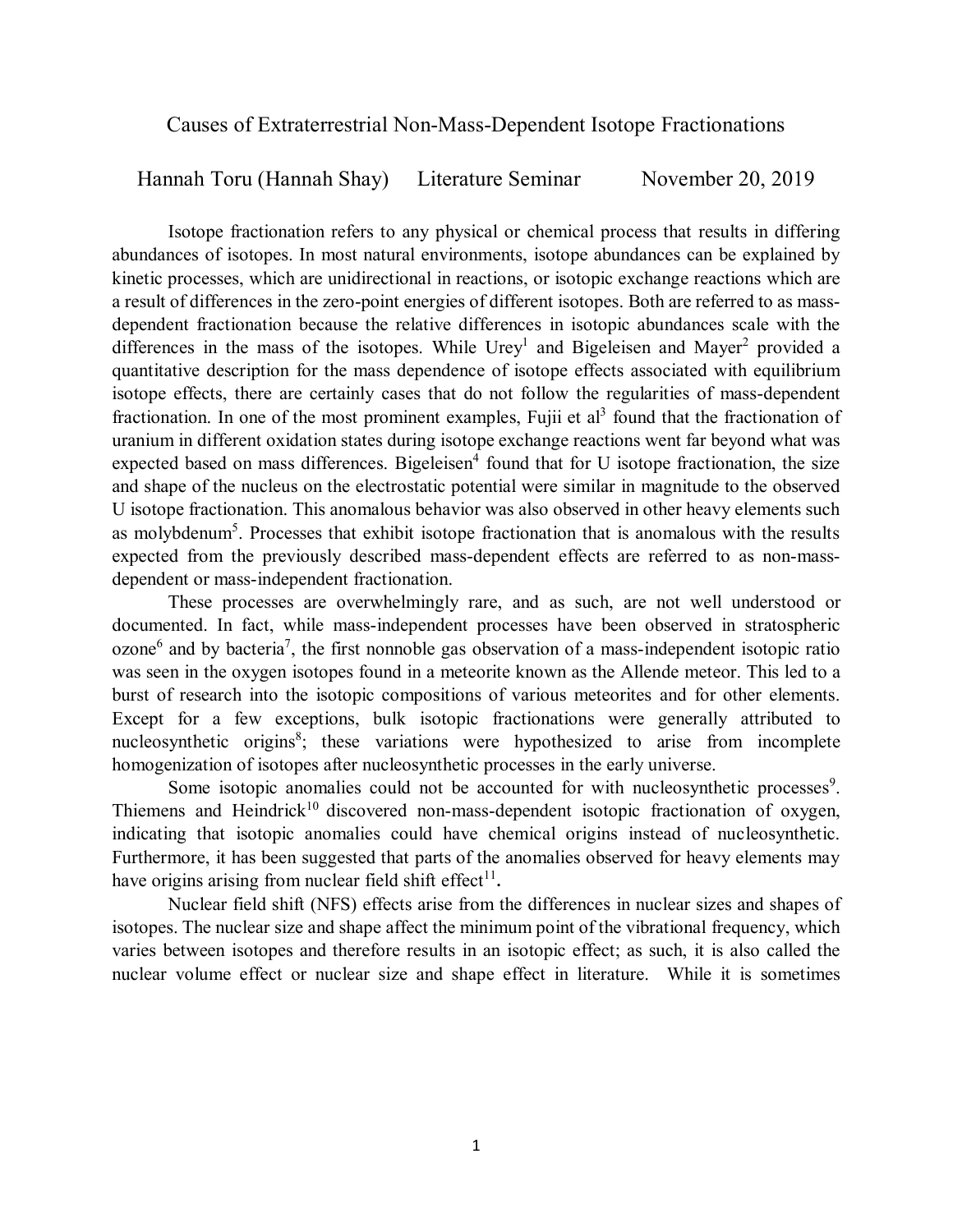# Causes of Extraterrestrial Non-Mass-Dependent Isotope Fractionations

Hannah Toru (Hannah Shay) Literature Seminar November 20, 2019

Isotope fractionation refers to any physical or chemical process that results in differing abundances of isotopes. In most natural environments, isotope abundances can be explained by kinetic processes, which are unidirectional in reactions, or isotopic exchange reactions which are a result of differences in the zero-point energies of different isotopes. Both are referred to as mass-dependent fractionation because the relative differences in isotopic abundances scale with the differences in the mass of the isotopes. While Urey[1] and Bigeleisen and Mayer[2] provided a quantitative description for the mass dependence of isotope effects associated with equilibrium isotope effects, there are certainly cases that do not follow the regularities of mass-dependent fractionation. In one of the most prominent examples, Fujii et al[3] found that the fractionation of uranium in different oxidation states during isotope exchange reactions went far beyond what was expected based on mass differences. Bigeleisen[4] found that for U isotope fractionation, the size and shape of the nucleus on the electrostatic potential were similar in magnitude to the observed U isotope fractionation. This anomalous behavior was also observed in other heavy elements such as molybdenum[5]. Processes that exhibit isotope fractionation that is anomalous with the results expected from the previously described mass-dependent effects are referred to as non-mass-dependent or mass-independent fractionation.

These processes are overwhelmingly rare, and as such, are not well understood or documented. In fact, while mass-independent processes have been observed in stratospheric ozone[6] and by bacteria[7], the first nonnoble gas observation of a mass-independent isotopic ratio was seen in the oxygen isotopes found in a meteorite known as the Allende meteor. This led to a burst of research into the isotopic compositions of various meteorites and for other elements. Except for a few exceptions, bulk isotopic fractionations were generally attributed to nucleosynthetic origins[8]; these variations were hypothesized to arise from incomplete homogenization of isotopes after nucleosynthetic processes in the early universe.

Some isotopic anomalies could not be accounted for with nucleosynthetic processes[9]. Thiemens and Heindrick[10] discovered non-mass-dependent isotopic fractionation of oxygen, indicating that isotopic anomalies could have chemical origins instead of nucleosynthetic. Furthermore, it has been suggested that parts of the anomalies observed for heavy elements may have origins arising from nuclear field shift effect[11].

Nuclear field shift (NFS) effects arise from the differences in nuclear sizes and shapes of isotopes. The nuclear size and shape affect the minimum point of the vibrational frequency, which varies between isotopes and therefore results in an isotopic effect; as such, it is also called the nuclear volume effect or nuclear size and shape effect in literature. While it is sometimes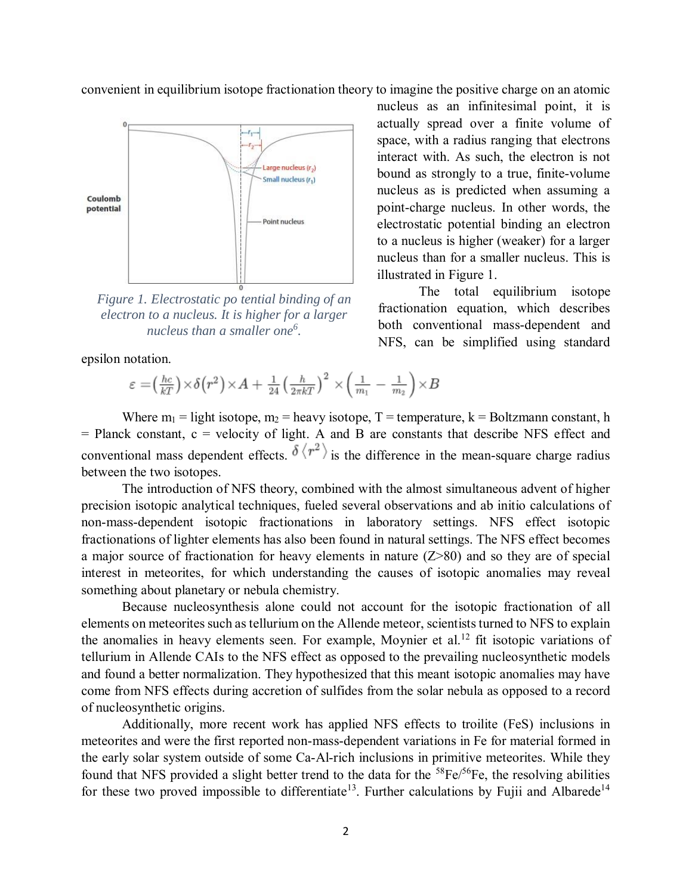convenient in equilibrium isotope fractionation theory to imagine the positive charge on an atomic nucleus as an infinitesimal point, it is actually spread over a finite volume of space, with a radius ranging that electrons interact with. As such, the electron is not bound as strongly to a true, finite-volume nucleus as is predicted when assuming a point-charge nucleus. In other words, the electrostatic potential binding an electron to a nucleus is higher (weaker) for a larger nucleus than for a smaller nucleus. This is illustrated in Figure 1.

*Figure 1. Electrostatic po tential binding of an electron to a nucleus. It is higher for a larger nucleus than a smaller one[6].*

The total equilibrium isotope fractionation equation, which describes both conventional mass-dependent and NFS, can be simplified using standard epsilon notation.

$$\varepsilon = \left(\frac{hc}{kT}\right) \times \delta\left(r^2\right) \times A + \frac{1}{24}\left(\frac{h}{2\pi kT}\right)^2 \times \left(\frac{1}{m_1} - \frac{1}{m_2}\right) \times B$$

Where $m_1$ = light isotope, $m_2$ = heavy isotope, T = temperature, k = Boltzmann constant, h = Planck constant, c = velocity of light. A and B are constants that describe NFS effect and conventional mass dependent effects. $\delta\langle r^2\rangle$ is the difference in the mean-square charge radius between the two isotopes.

The introduction of NFS theory, combined with the almost simultaneous advent of higher precision isotopic analytical techniques, fueled several observations and ab initio calculations of non-mass-dependent isotopic fractionations in laboratory settings. NFS effect isotopic fractionations of lighter elements has also been found in natural settings. The NFS effect becomes a major source of fractionation for heavy elements in nature (Z>80) and so they are of special interest in meteorites, for which understanding the causes of isotopic anomalies may reveal something about planetary or nebula chemistry.

Because nucleosynthesis alone could not account for the isotopic fractionation of all elements on meteorites such as tellurium on the Allende meteor, scientists turned to NFS to explain the anomalies in heavy elements seen. For example, Moynier et al.[12] fit isotopic variations of tellurium in Allende CAIs to the NFS effect as opposed to the prevailing nucleosynthetic models and found a better normalization. They hypothesized that this meant isotopic anomalies may have come from NFS effects during accretion of sulfides from the solar nebula as opposed to a record of nucleosynthetic origins.

Additionally, more recent work has applied NFS effects to troilite (FeS) inclusions in meteorites and were the first reported non-mass-dependent variations in Fe for material formed in the early solar system outside of some Ca-Al-rich inclusions in primitive meteorites. While they found that NFS provided a slight better trend to the data for the $^{58}Fe/^{56}Fe$, the resolving abilities for these two proved impossible to differentiate[13]. Further calculations by Fujii and Albarede[14]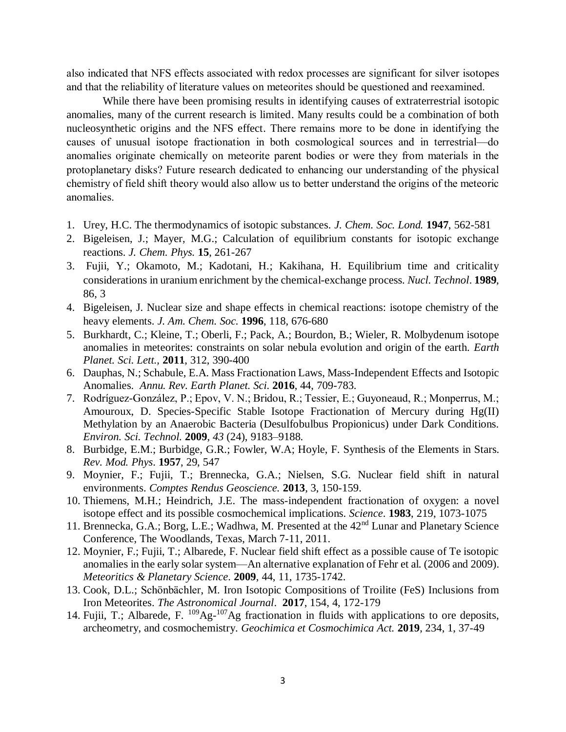also indicated that NFS effects associated with redox processes are significant for silver isotopes and that the reliability of literature values on meteorites should be questioned and reexamined.

While there have been promising results in identifying causes of extraterrestrial isotopic anomalies, many of the current research is limited. Many results could be a combination of both nucleosynthetic origins and the NFS effect. There remains more to be done in identifying the causes of unusual isotope fractionation in both cosmological sources and in terrestrial—do anomalies originate chemically on meteorite parent bodies or were they from materials in the protoplanetary disks? Future research dedicated to enhancing our understanding of the physical chemistry of field shift theory would also allow us to better understand the origins of the meteoric anomalies.

1. Urey, H.C. The thermodynamics of isotopic substances. *J. Chem. Soc. Lond.* **1947**, 562-581
2. Bigeleisen, J.; Mayer, M.G.; Calculation of equilibrium constants for isotopic exchange reactions. *J. Chem. Phys.* **15**, 261-267
3. Fujii, Y.; Okamoto, M.; Kadotani, H.; Kakihana, H. Equilibrium time and criticality considerations in uranium enrichment by the chemical-exchange process. *Nucl. Technol*. **1989**, 86, 3
4. Bigeleisen, J. Nuclear size and shape effects in chemical reactions: isotope chemistry of the heavy elements. *J. Am. Chem. Soc.* **1996**, 118, 676-680
5. Burkhardt, C.; Kleine, T.; Oberli, F.; Pack, A.; Bourdon, B.; Wieler, R. Molbydenum isotope anomalies in meteorites: constraints on solar nebula evolution and origin of the earth. *Earth Planet. Sci. Lett.*, **2011**, 312, 390-400
6. Dauphas, N.; Schabule, E.A. Mass Fractionation Laws, Mass-Independent Effects and Isotopic Anomalies. *Annu. Rev. Earth Planet. Sci.* **2016**, 44, 709-783.
7. Rodríguez-González, P.; Epov, V. N.; Bridou, R.; Tessier, E.; Guyoneaud, R.; Monperrus, M.; Amouroux, D. Species-Specific Stable Isotope Fractionation of Mercury during Hg(II) Methylation by an Anaerobic Bacteria (Desulfobulbus Propionicus) under Dark Conditions. *Environ. Sci. Technol.* **2009**, *43* (24), 9183–9188.
8. Burbidge, E.M.; Burbidge, G.R.; Fowler, W.A; Hoyle, F. Synthesis of the Elements in Stars. *Rev. Mod. Phys*. **1957**, 29, 547
9. Moynier, F.; Fujii, T.; Brennecka, G.A.; Nielsen, S.G. Nuclear field shift in natural environments. *Comptes Rendus Geoscience.* **2013**, 3, 150-159.
10. Thiemens, M.H.; Heindrich, J.E. The mass-independent fractionation of oxygen: a novel isotope effect and its possible cosmochemical implications. *Science*. **1983**, 219, 1073-1075
11. Brennecka, G.A.; Borg, L.E.; Wadhwa, M. Presented at the 42nd Lunar and Planetary Science Conference, The Woodlands, Texas, March 7-11, 2011.
12. Moynier, F.; Fujii, T.; Albarede, F. Nuclear field shift effect as a possible cause of Te isotopic anomalies in the early solar system—An alternative explanation of Fehr et al. (2006 and 2009). *Meteoritics & Planetary Science.* **2009**, 44, 11, 1735-1742.
13. Cook, D.L.; Schönbächler, M. Iron Isotopic Compositions of Troilite (FeS) Inclusions from Iron Meteorites. *The Astronomical Journal*. **2017**, 154, 4, 172-179
14. Fujii, T.; Albarede, F. $^{109}Ag$-$^{107}Ag$ fractionation in fluids with applications to ore deposits, archeometry, and cosmochemistry. *Geochimica et Cosmochimica Act.* **2019**, 234, 1, 37-49